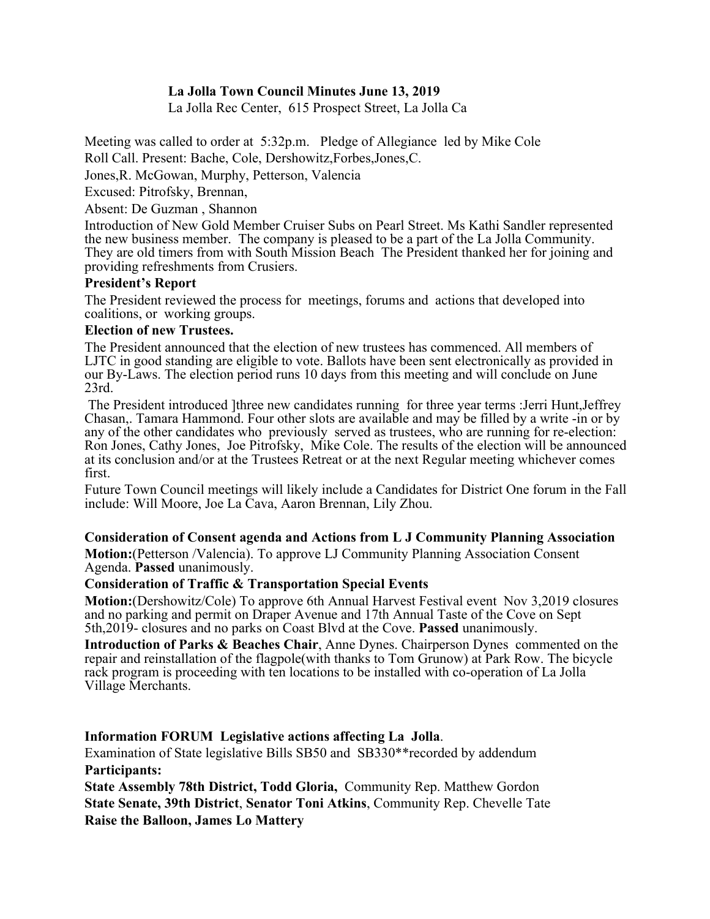**La Jolla Town Council Minutes June 13, 2019**
La Jolla Rec Center, 615 Prospect Street, La Jolla Ca

Meeting was called to order at 5:32p.m. Pledge of Allegiance led by Mike Cole

Roll Call. Present: Bache, Cole, Dershowitz,Forbes,Jones,C.

Jones,R. McGowan, Murphy, Petterson, Valencia

Excused: Pitrofsky, Brennan,

Absent: De Guzman , Shannon

Introduction of New Gold Member Cruiser Subs on Pearl Street. Ms Kathi Sandler represented the new business member. The company is pleased to be a part of the La Jolla Community. They are old timers from with South Mission Beach The President thanked her for joining and providing refreshments from Crusiers.

**President's Report**

The President reviewed the process for meetings, forums and actions that developed into coalitions, or working groups.

**Election of new Trustees.**

The President announced that the election of new trustees has commenced. All members of LJTC in good standing are eligible to vote. Ballots have been sent electronically as provided in our By-Laws. The election period runs 10 days from this meeting and will conclude on June 23rd.

The President introduced ]three new candidates running for three year terms :Jerri Hunt,Jeffrey Chasan,. Tamara Hammond. Four other slots are available and may be filled by a write -in or by any of the other candidates who previously served as trustees, who are running for re-election: Ron Jones, Cathy Jones, Joe Pitrofsky, Mike Cole. The results of the election will be announced at its conclusion and/or at the Trustees Retreat or at the next Regular meeting whichever comes first.

Future Town Council meetings will likely include a Candidates for District One forum in the Fall include: Will Moore, Joe La Cava, Aaron Brennan, Lily Zhou.

**Consideration of Consent agenda and Actions from L J Community Planning Association**

**Motion:**(Petterson /Valencia). To approve LJ Community Planning Association Consent Agenda. **Passed** unanimously.

**Consideration of Traffic & Transportation Special Events**

**Motion:**(Dershowitz/Cole) To approve 6th Annual Harvest Festival event Nov 3,2019 closures and no parking and permit on Draper Avenue and 17th Annual Taste of the Cove on Sept 5th,2019- closures and no parks on Coast Blvd at the Cove. **Passed** unanimously.

**Introduction of Parks & Beaches Chair**, Anne Dynes. Chairperson Dynes commented on the repair and reinstallation of the flagpole(with thanks to Tom Grunow) at Park Row. The bicycle rack program is proceeding with ten locations to be installed with co-operation of La Jolla Village Merchants.

**Information FORUM Legislative actions affecting La Jolla**.

Examination of State legislative Bills SB50 and SB330**recorded by addendum

**Participants:**

**State Assembly 78th District, Todd Gloria,** Community Rep. Matthew Gordon

**State Senate, 39th District**, **Senator Toni Atkins**, Community Rep. Chevelle Tate

**Raise the Balloon, James Lo Mattery**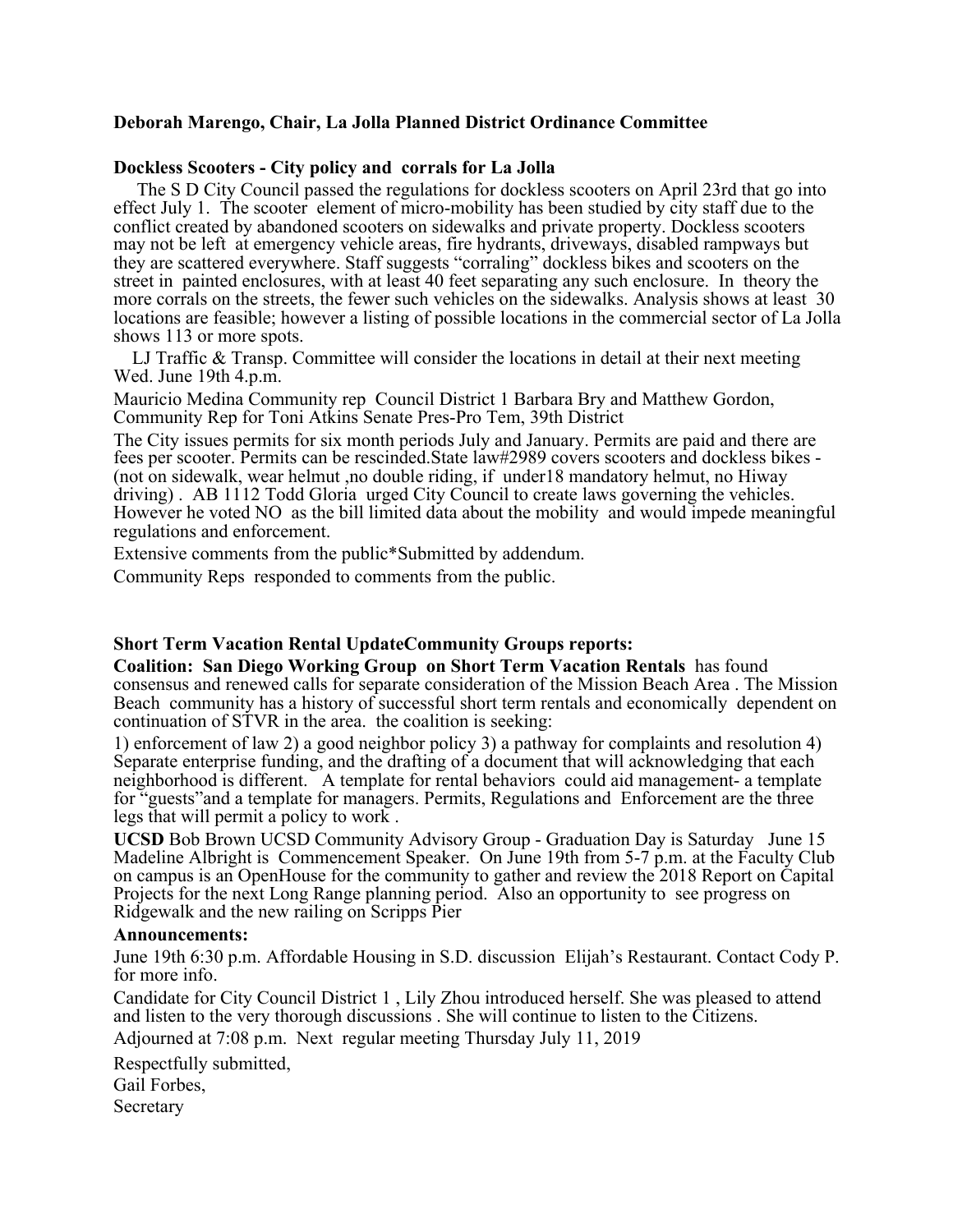**Deborah Marengo, Chair, La Jolla Planned District Ordinance Committee**

**Dockless Scooters - City policy and corrals for La Jolla**

The S D City Council passed the regulations for dockless scooters on April 23rd that go into effect July 1. The scooter element of micro-mobility has been studied by city staff due to the conflict created by abandoned scooters on sidewalks and private property. Dockless scooters may not be left at emergency vehicle areas, fire hydrants, driveways, disabled rampways but they are scattered everywhere. Staff suggests "corraling" dockless bikes and scooters on the street in painted enclosures, with at least 40 feet separating any such enclosure. In theory the more corrals on the streets, the fewer such vehicles on the sidewalks. Analysis shows at least 30 locations are feasible; however a listing of possible locations in the commercial sector of La Jolla shows 113 or more spots.

LJ Traffic & Transp. Committee will consider the locations in detail at their next meeting Wed. June 19th 4.p.m.

Mauricio Medina Community rep Council District 1 Barbara Bry and Matthew Gordon, Community Rep for Toni Atkins Senate Pres-Pro Tem, 39th District

The City issues permits for six month periods July and January. Permits are paid and there are fees per scooter. Permits can be rescinded.State law#2989 covers scooters and dockless bikes - (not on sidewalk, wear helmut ,no double riding, if under18 mandatory helmut, no Hiway driving) . AB 1112 Todd Gloria urged City Council to create laws governing the vehicles. However he voted NO as the bill limited data about the mobility and would impede meaningful regulations and enforcement.

Extensive comments from the public*Submitted by addendum.

Community Reps responded to comments from the public.

**Short Term Vacation Rental UpdateCommunity Groups reports:**

**Coalition: San Diego Working Group on Short Term Vacation Rentals** has found consensus and renewed calls for separate consideration of the Mission Beach Area . The Mission Beach community has a history of successful short term rentals and economically dependent on continuation of STVR in the area. the coalition is seeking:

1) enforcement of law 2) a good neighbor policy 3) a pathway for complaints and resolution 4) Separate enterprise funding, and the drafting of a document that will acknowledging that each neighborhood is different. A template for rental behaviors could aid management- a template for "guests"and a template for managers. Permits, Regulations and Enforcement are the three legs that will permit a policy to work .

**UCSD** Bob Brown UCSD Community Advisory Group - Graduation Day is Saturday June 15 Madeline Albright is Commencement Speaker. On June 19th from 5-7 p.m. at the Faculty Club on campus is an OpenHouse for the community to gather and review the 2018 Report on Capital Projects for the next Long Range planning period. Also an opportunity to see progress on Ridgewalk and the new railing on Scripps Pier

**Announcements:**

June 19th 6:30 p.m. Affordable Housing in S.D. discussion Elijah's Restaurant. Contact Cody P. for more info.

Candidate for City Council District 1 , Lily Zhou introduced herself. She was pleased to attend and listen to the very thorough discussions . She will continue to listen to the Citizens.

Adjourned at 7:08 p.m. Next regular meeting Thursday July 11, 2019

Respectfully submitted,
Gail Forbes,
Secretary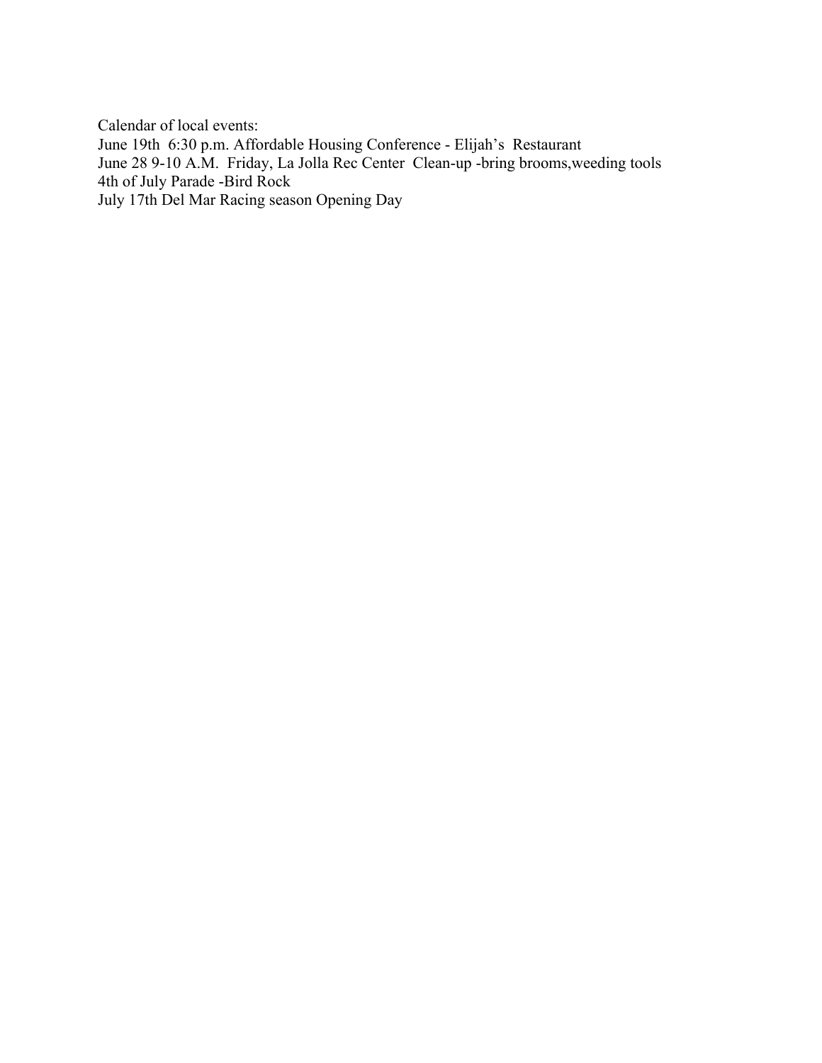Calendar of local events:

June 19th 6:30 p.m. Affordable Housing Conference - Elijah's Restaurant

June 28 9-10 A.M. Friday, La Jolla Rec Center Clean-up -bring brooms,weeding tools

4th of July Parade -Bird Rock

July 17th Del Mar Racing season Opening Day